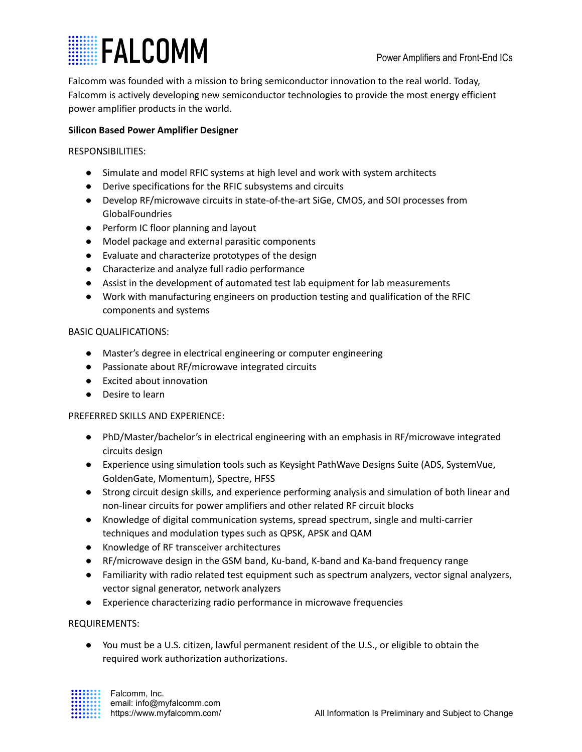# FALCOMM

Power Amplifiers and Front-End ICs

Falcomm was founded with a mission to bring semiconductor innovation to the real world. Today, Falcomm is actively developing new semiconductor technologies to provide the most energy efficient power amplifier products in the world.

**Silicon Based Power Amplifier Designer**

RESPONSIBILITIES:

- Simulate and model RFIC systems at high level and work with system architects
- Derive specifications for the RFIC subsystems and circuits
- Develop RF/microwave circuits in state-of-the-art SiGe, CMOS, and SOI processes from GlobalFoundries
- Perform IC floor planning and layout
- Model package and external parasitic components
- Evaluate and characterize prototypes of the design
- Characterize and analyze full radio performance
- Assist in the development of automated test lab equipment for lab measurements
- Work with manufacturing engineers on production testing and qualification of the RFIC components and systems

BASIC QUALIFICATIONS:

- Master's degree in electrical engineering or computer engineering
- Passionate about RF/microwave integrated circuits
- Excited about innovation
- Desire to learn

PREFERRED SKILLS AND EXPERIENCE:

- PhD/Master/bachelor's in electrical engineering with an emphasis in RF/microwave integrated circuits design
- Experience using simulation tools such as Keysight PathWave Designs Suite (ADS, SystemVue, GoldenGate, Momentum), Spectre, HFSS
- Strong circuit design skills, and experience performing analysis and simulation of both linear and non-linear circuits for power amplifiers and other related RF circuit blocks
- Knowledge of digital communication systems, spread spectrum, single and multi-carrier techniques and modulation types such as QPSK, APSK and QAM
- Knowledge of RF transceiver architectures
- RF/microwave design in the GSM band, Ku-band, K-band and Ka-band frequency range
- Familiarity with radio related test equipment such as spectrum analyzers, vector signal analyzers, vector signal generator, network analyzers
- Experience characterizing radio performance in microwave frequencies

REQUIREMENTS:

- You must be a U.S. citizen, lawful permanent resident of the U.S., or eligible to obtain the required work authorization authorizations.

Falcomm, Inc.
email: info@myfalcomm.com
https://www.myfalcomm.com/

All Information Is Preliminary and Subject to Change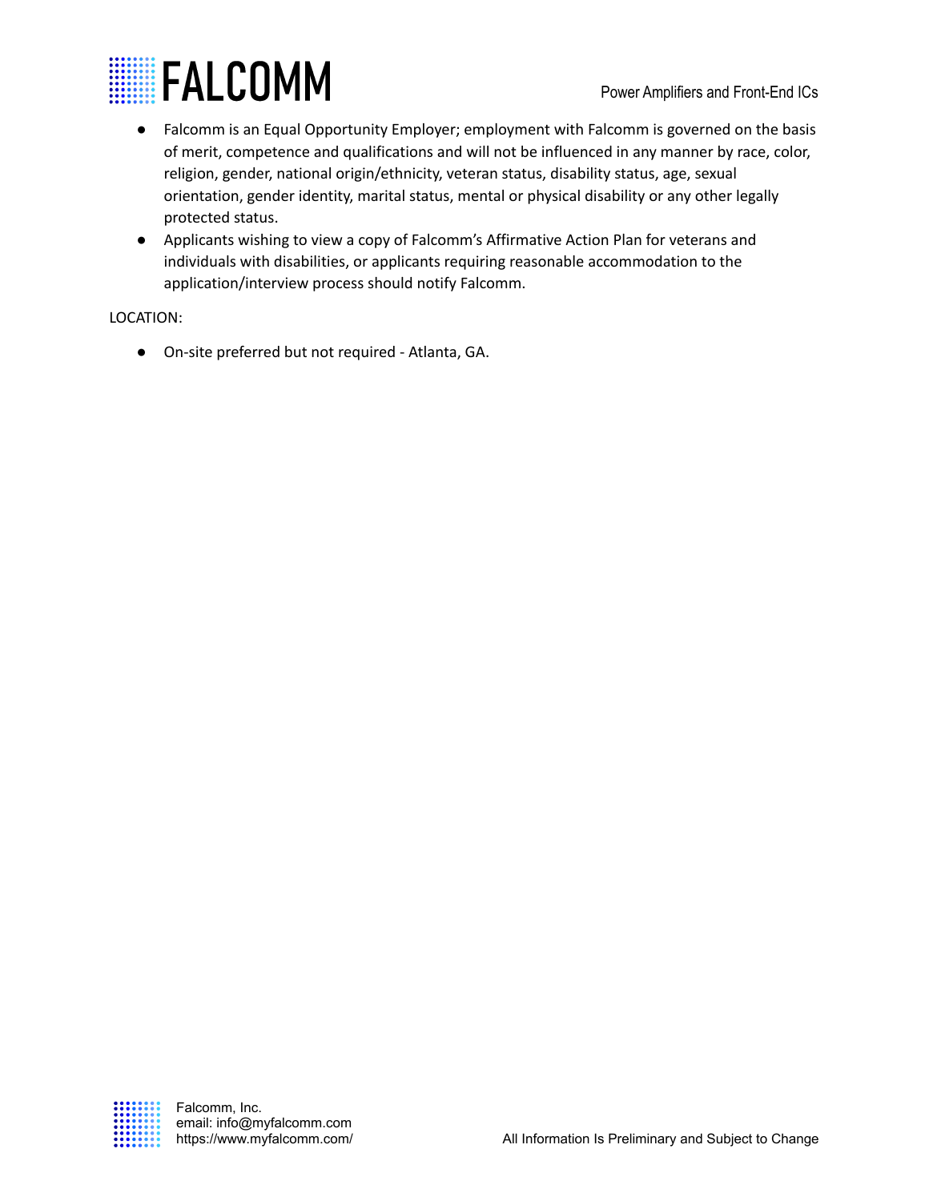- Falcomm is an Equal Opportunity Employer; employment with Falcomm is governed on the basis of merit, competence and qualifications and will not be influenced in any manner by race, color, religion, gender, national origin/ethnicity, veteran status, disability status, age, sexual orientation, gender identity, marital status, mental or physical disability or any other legally protected status.
- Applicants wishing to view a copy of Falcomm's Affirmative Action Plan for veterans and individuals with disabilities, or applicants requiring reasonable accommodation to the application/interview process should notify Falcomm.

LOCATION:

- On-site preferred but not required - Atlanta, GA.